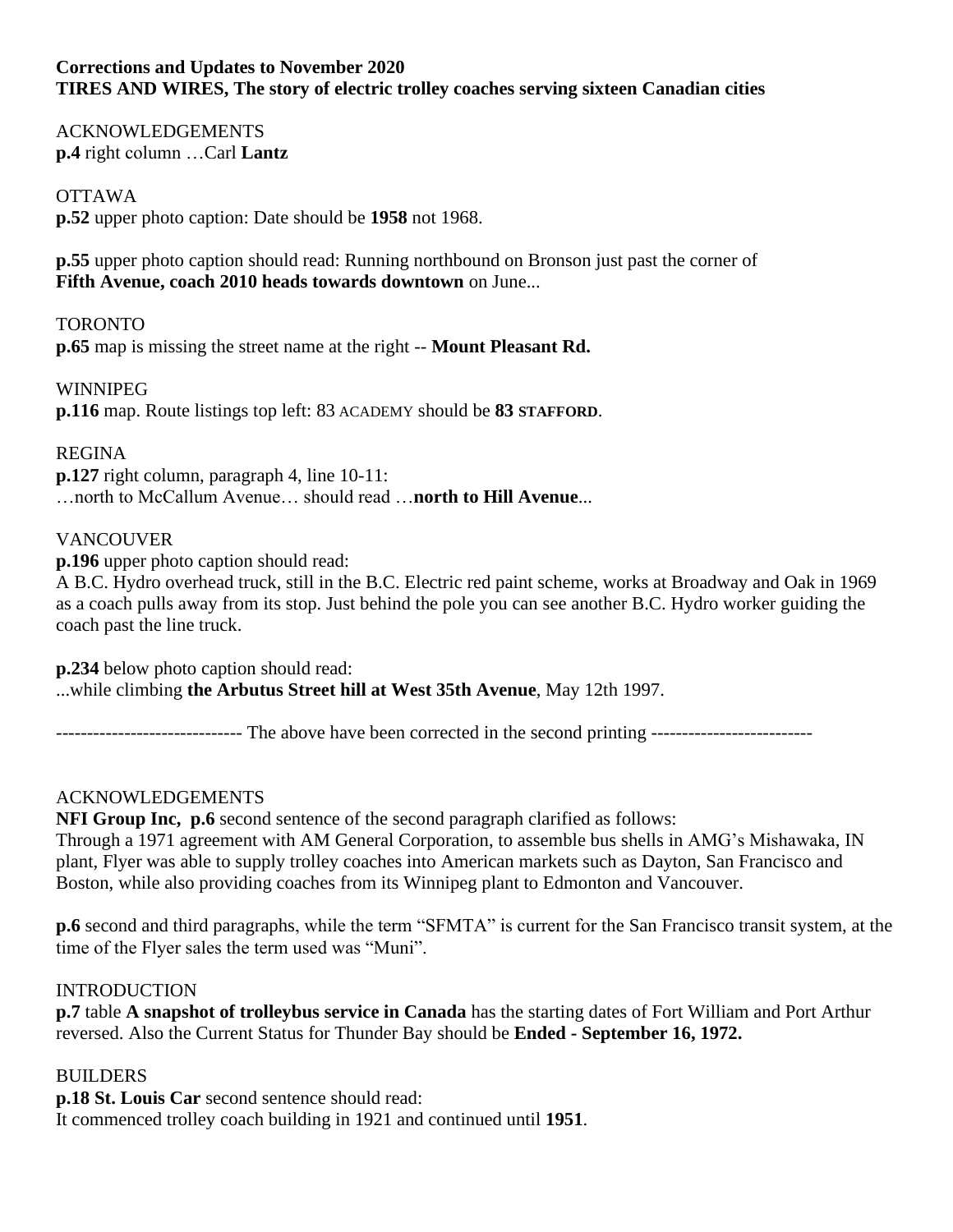**Corrections and Updates to November 2020**
**TIRES AND WIRES, The story of electric trolley coaches serving sixteen Canadian cities**

ACKNOWLEDGEMENTS
**p.4** right column …Carl **Lantz**

OTTAWA
**p.52** upper photo caption: Date should be **1958** not 1968.

**p.55** upper photo caption should read: Running northbound on Bronson just past the corner of **Fifth Avenue, coach 2010 heads towards downtown** on June...

TORONTO
**p.65** map is missing the street name at the right -- **Mount Pleasant Rd.**

WINNIPEG
**p.116** map. Route listings top left: 83 ACADEMY should be **83 STAFFORD**.

REGINA
**p.127** right column, paragraph 4, line 10-11:
…north to McCallum Avenue… should read …**north to Hill Avenue**...

VANCOUVER
**p.196** upper photo caption should read:
A B.C. Hydro overhead truck, still in the B.C. Electric red paint scheme, works at Broadway and Oak in 1969 as a coach pulls away from its stop. Just behind the pole you can see another B.C. Hydro worker guiding the coach past the line truck.

**p.234** below photo caption should read:
...while climbing **the Arbutus Street hill at West 35th Avenue**, May 12th 1997.

------------------------------ The above have been corrected in the second printing --------------------------

ACKNOWLEDGEMENTS
**NFI Group Inc, p.6** second sentence of the second paragraph clarified as follows:
Through a 1971 agreement with AM General Corporation, to assemble bus shells in AMG's Mishawaka, IN plant, Flyer was able to supply trolley coaches into American markets such as Dayton, San Francisco and Boston, while also providing coaches from its Winnipeg plant to Edmonton and Vancouver.

**p.6** second and third paragraphs, while the term "SFMTA" is current for the San Francisco transit system, at the time of the Flyer sales the term used was "Muni".

INTRODUCTION
**p.7** table **A snapshot of trolleybus service in Canada** has the starting dates of Fort William and Port Arthur reversed. Also the Current Status for Thunder Bay should be **Ended - September 16, 1972.**

BUILDERS
**p.18 St. Louis Car** second sentence should read:
It commenced trolley coach building in 1921 and continued until **1951**.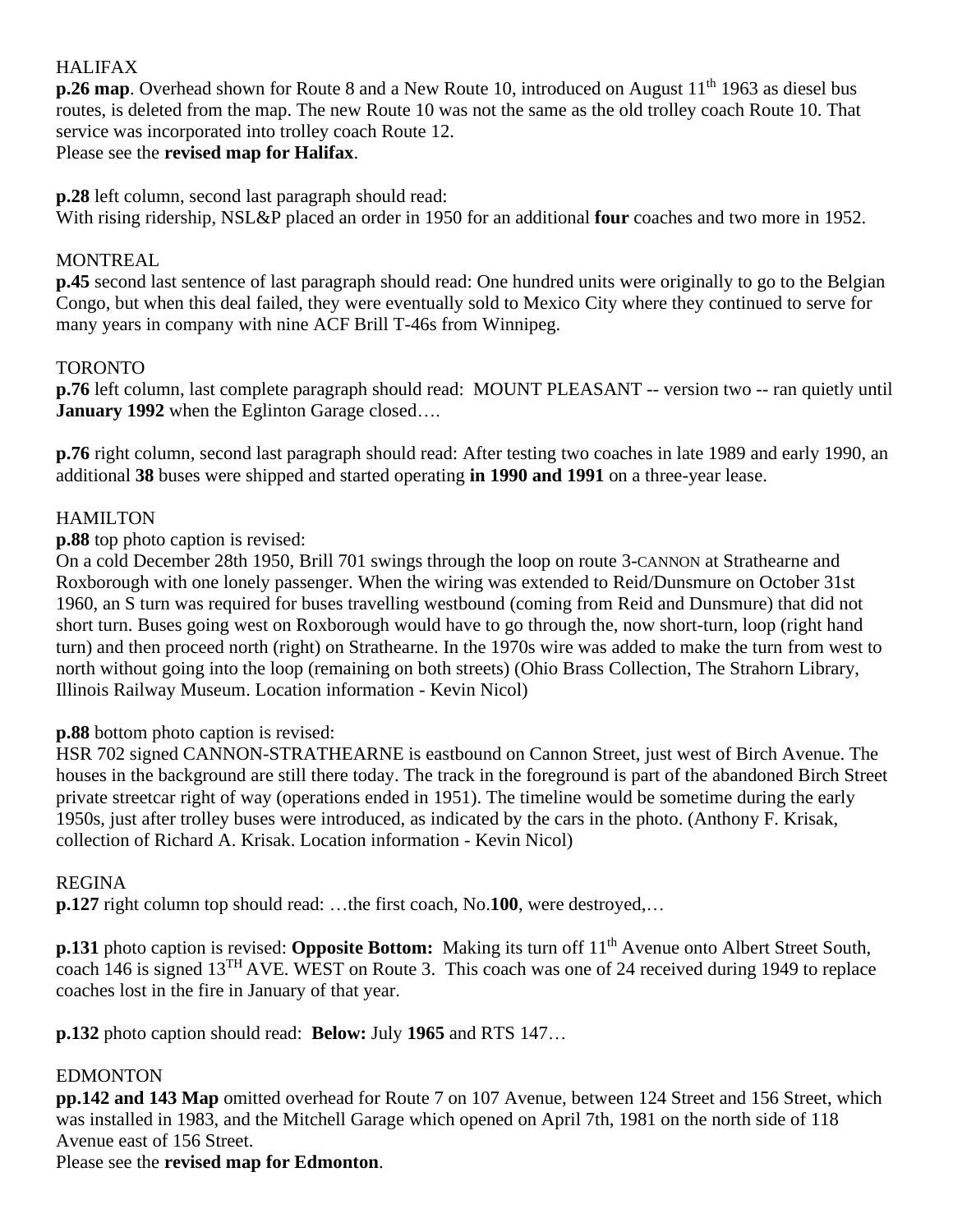HALIFAX

**p.26 map**. Overhead shown for Route 8 and a New Route 10, introduced on August 11th 1963 as diesel bus routes, is deleted from the map. The new Route 10 was not the same as the old trolley coach Route 10. That service was incorporated into trolley coach Route 12.
Please see the **revised map for Halifax**.

**p.28** left column, second last paragraph should read:
With rising ridership, NSL&P placed an order in 1950 for an additional **four** coaches and two more in 1952.

MONTREAL

**p.45** second last sentence of last paragraph should read: One hundred units were originally to go to the Belgian Congo, but when this deal failed, they were eventually sold to Mexico City where they continued to serve for many years in company with nine ACF Brill T-46s from Winnipeg.

TORONTO

**p.76** left column, last complete paragraph should read: MOUNT PLEASANT -- version two -- ran quietly until **January 1992** when the Eglinton Garage closed….

**p.76** right column, second last paragraph should read: After testing two coaches in late 1989 and early 1990, an additional **38** buses were shipped and started operating **in 1990 and 1991** on a three-year lease.

HAMILTON

**p.88** top photo caption is revised:
On a cold December 28th 1950, Brill 701 swings through the loop on route 3-CANNON at Strathearne and Roxborough with one lonely passenger. When the wiring was extended to Reid/Dunsmure on October 31st 1960, an S turn was required for buses travelling westbound (coming from Reid and Dunsmure) that did not short turn. Buses going west on Roxborough would have to go through the, now short-turn, loop (right hand turn) and then proceed north (right) on Strathearne. In the 1970s wire was added to make the turn from west to north without going into the loop (remaining on both streets) (Ohio Brass Collection, The Strahorn Library, Illinois Railway Museum. Location information - Kevin Nicol)

**p.88** bottom photo caption is revised:
HSR 702 signed CANNON-STRATHEARNE is eastbound on Cannon Street, just west of Birch Avenue. The houses in the background are still there today. The track in the foreground is part of the abandoned Birch Street private streetcar right of way (operations ended in 1951). The timeline would be sometime during the early 1950s, just after trolley buses were introduced, as indicated by the cars in the photo. (Anthony F. Krisak, collection of Richard A. Krisak. Location information - Kevin Nicol)

REGINA

**p.127** right column top should read: …the first coach, No.**100**, were destroyed,…

**p.131** photo caption is revised: **Opposite Bottom:** Making its turn off 11th Avenue onto Albert Street South, coach 146 is signed 13TH AVE. WEST on Route 3. This coach was one of 24 received during 1949 to replace coaches lost in the fire in January of that year.

**p.132** photo caption should read: **Below:** July **1965** and RTS 147…

EDMONTON

**pp.142 and 143 Map** omitted overhead for Route 7 on 107 Avenue, between 124 Street and 156 Street, which was installed in 1983, and the Mitchell Garage which opened on April 7th, 1981 on the north side of 118 Avenue east of 156 Street.
Please see the **revised map for Edmonton**.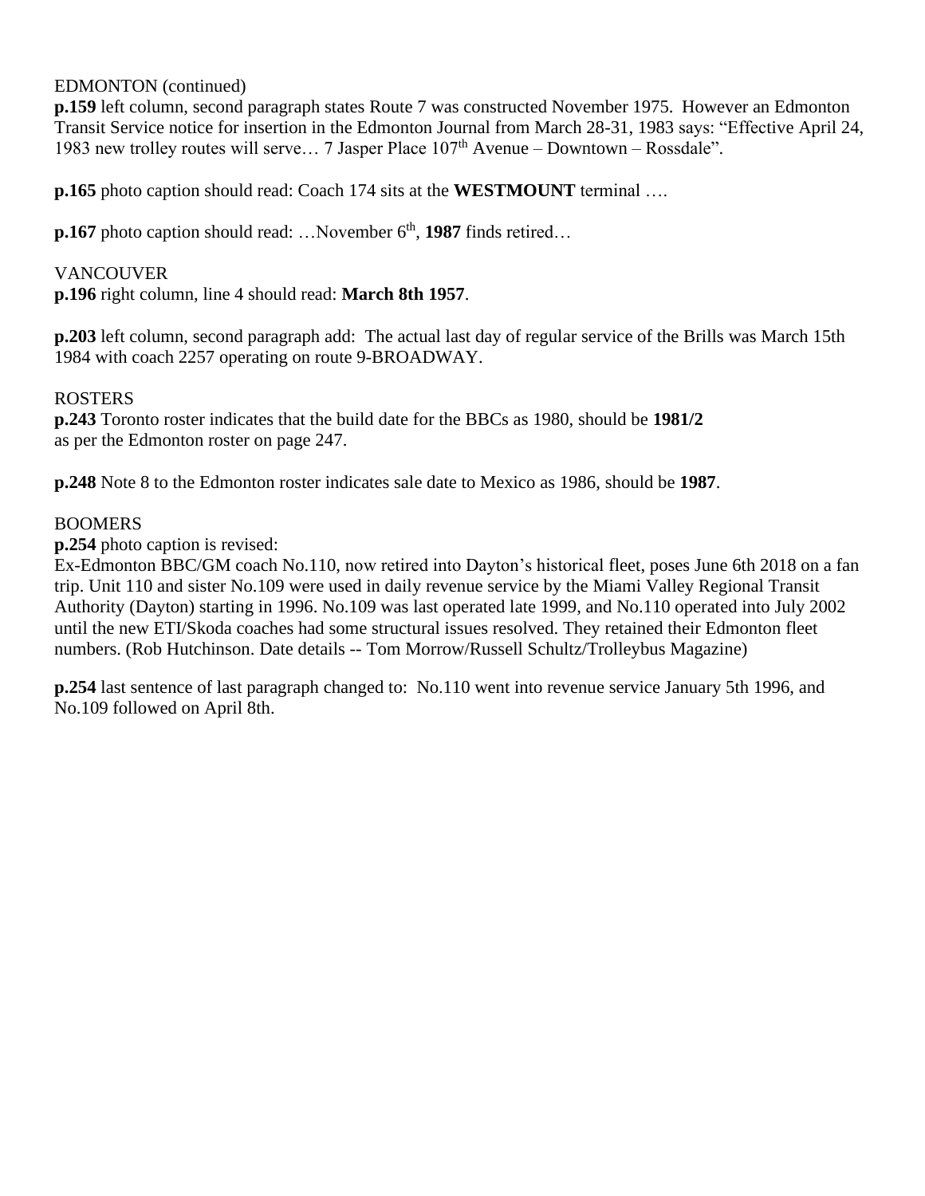EDMONTON (continued)

**p.159** left column, second paragraph states Route 7 was constructed November 1975. However an Edmonton Transit Service notice for insertion in the Edmonton Journal from March 28-31, 1983 says: "Effective April 24, 1983 new trolley routes will serve… 7 Jasper Place 107th Avenue – Downtown – Rossdale".

**p.165** photo caption should read: Coach 174 sits at the **WESTMOUNT** terminal ….

**p.167** photo caption should read: …November 6th, **1987** finds retired…

VANCOUVER

**p.196** right column, line 4 should read: **March 8th 1957**.

**p.203** left column, second paragraph add: The actual last day of regular service of the Brills was March 15th 1984 with coach 2257 operating on route 9-BROADWAY.

ROSTERS

**p.243** Toronto roster indicates that the build date for the BBCs as 1980, should be **1981/2** as per the Edmonton roster on page 247.

**p.248** Note 8 to the Edmonton roster indicates sale date to Mexico as 1986, should be **1987**.

BOOMERS

**p.254** photo caption is revised:

Ex-Edmonton BBC/GM coach No.110, now retired into Dayton's historical fleet, poses June 6th 2018 on a fan trip. Unit 110 and sister No.109 were used in daily revenue service by the Miami Valley Regional Transit Authority (Dayton) starting in 1996. No.109 was last operated late 1999, and No.110 operated into July 2002 until the new ETI/Skoda coaches had some structural issues resolved. They retained their Edmonton fleet numbers. (Rob Hutchinson. Date details -- Tom Morrow/Russell Schultz/Trolleybus Magazine)

**p.254** last sentence of last paragraph changed to: No.110 went into revenue service January 5th 1996, and No.109 followed on April 8th.